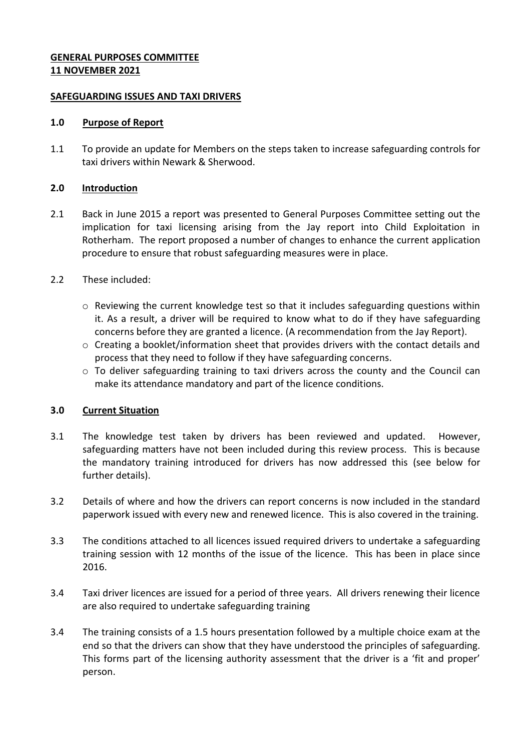**GENERAL PURPOSES COMMITTEE**
**11 NOVEMBER 2021**

**SAFEGUARDING ISSUES AND TAXI DRIVERS**

## 1.0 Purpose of Report

1.1 To provide an update for Members on the steps taken to increase safeguarding controls for taxi drivers within Newark & Sherwood.

## 2.0 Introduction

2.1 Back in June 2015 a report was presented to General Purposes Committee setting out the implication for taxi licensing arising from the Jay report into Child Exploitation in Rotherham. The report proposed a number of changes to enhance the current application procedure to ensure that robust safeguarding measures were in place.

2.2 These included:

- Reviewing the current knowledge test so that it includes safeguarding questions within it. As a result, a driver will be required to know what to do if they have safeguarding concerns before they are granted a licence. (A recommendation from the Jay Report).
- Creating a booklet/information sheet that provides drivers with the contact details and process that they need to follow if they have safeguarding concerns.
- To deliver safeguarding training to taxi drivers across the county and the Council can make its attendance mandatory and part of the licence conditions.

## 3.0 Current Situation

3.1 The knowledge test taken by drivers has been reviewed and updated. However, safeguarding matters have not been included during this review process. This is because the mandatory training introduced for drivers has now addressed this (see below for further details).

3.2 Details of where and how the drivers can report concerns is now included in the standard paperwork issued with every new and renewed licence. This is also covered in the training.

3.3 The conditions attached to all licences issued required drivers to undertake a safeguarding training session with 12 months of the issue of the licence. This has been in place since 2016.

3.4 Taxi driver licences are issued for a period of three years. All drivers renewing their licence are also required to undertake safeguarding training

3.4 The training consists of a 1.5 hours presentation followed by a multiple choice exam at the end so that the drivers can show that they have understood the principles of safeguarding. This forms part of the licensing authority assessment that the driver is a 'fit and proper' person.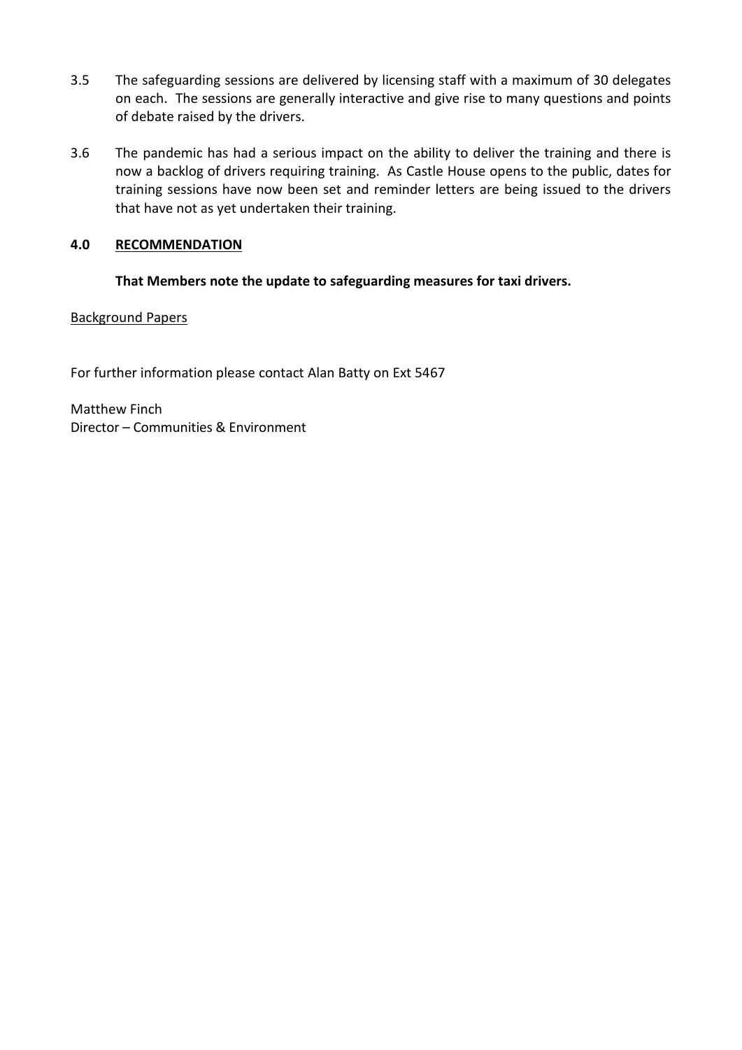3.5 The safeguarding sessions are delivered by licensing staff with a maximum of 30 delegates on each. The sessions are generally interactive and give rise to many questions and points of debate raised by the drivers.

3.6 The pandemic has had a serious impact on the ability to deliver the training and there is now a backlog of drivers requiring training. As Castle House opens to the public, dates for training sessions have now been set and reminder letters are being issued to the drivers that have not as yet undertaken their training.

## 4.0 RECOMMENDATION

**That Members note the update to safeguarding measures for taxi drivers.**

Background Papers

For further information please contact Alan Batty on Ext 5467

Matthew Finch
Director – Communities & Environment